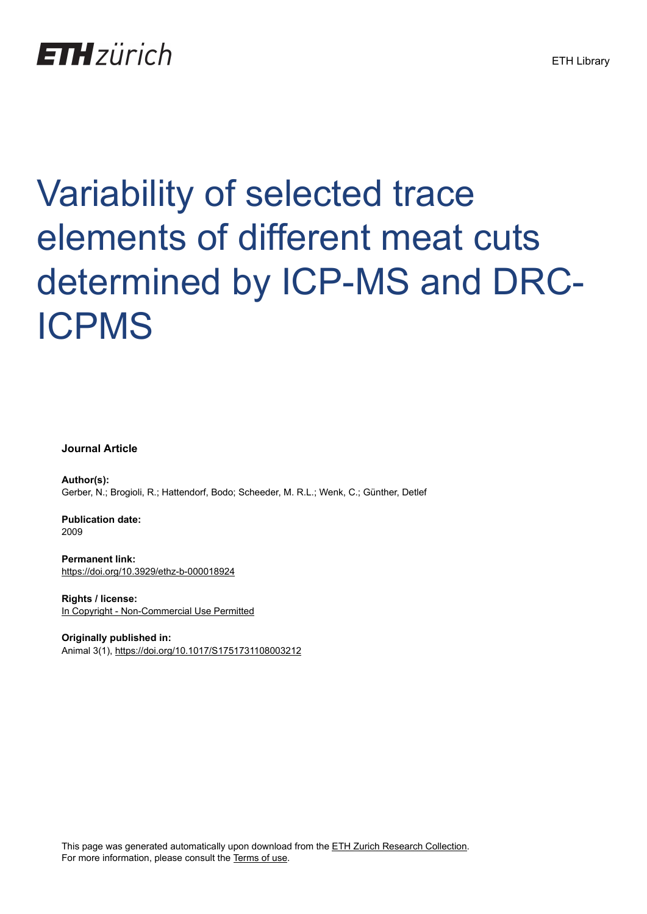ETH Library

# Variability of selected trace elements of different meat cuts determined by ICP-MS and DRC-ICPMS

**Journal Article**

**Author(s):**
Gerber, N.; Brogioli, R.; Hattendorf, Bodo; Scheeder, M. R.L.; Wenk, C.; Günther, Detlef

**Publication date:**
2009

**Permanent link:**
https://doi.org/10.3929/ethz-b-000018924

**Rights / license:**
In Copyright - Non-Commercial Use Permitted

**Originally published in:**
Animal 3(1), https://doi.org/10.1017/S1751731108003212

This page was generated automatically upon download from the ETH Zurich Research Collection.
For more information, please consult the Terms of use.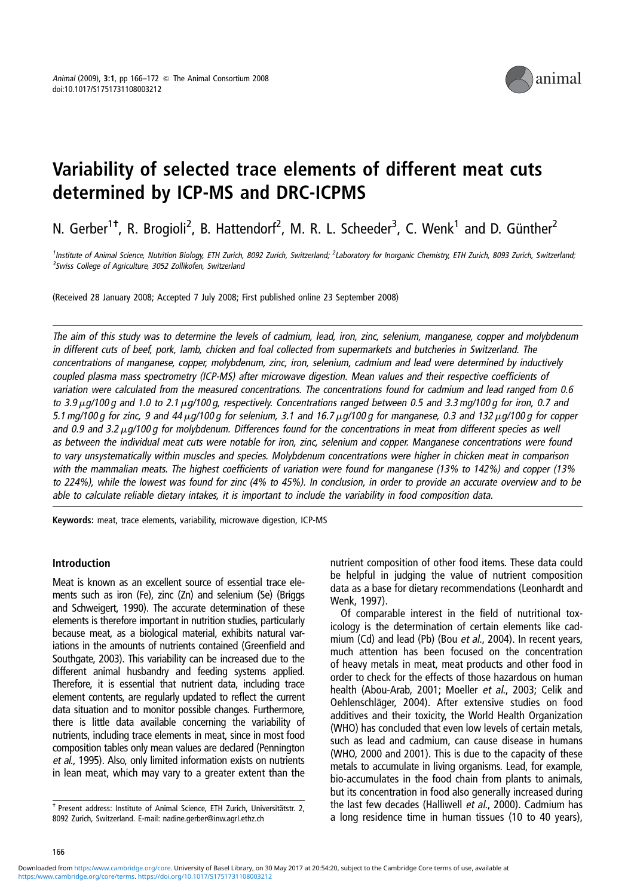Animal (2009), 3:1, pp 166–172 © The Animal Consortium 2008
doi:10.1017/S1751731108003212

# Variability of selected trace elements of different meat cuts determined by ICP-MS and DRC-ICPMS

N. Gerber[1†], R. Brogioli[2], B. Hattendorf[2], M. R. L. Scheeder[3], C. Wenk[1] and D. Günther[2]

[1]Institute of Animal Science, Nutrition Biology, ETH Zurich, 8092 Zurich, Switzerland; [2]Laboratory for Inorganic Chemistry, ETH Zurich, 8093 Zurich, Switzerland; [3]Swiss College of Agriculture, 3052 Zollikofen, Switzerland

(Received 28 January 2008; Accepted 7 July 2008; First published online 23 September 2008)

*The aim of this study was to determine the levels of cadmium, lead, iron, zinc, selenium, manganese, copper and molybdenum in different cuts of beef, pork, lamb, chicken and foal collected from supermarkets and butcheries in Switzerland. The concentrations of manganese, copper, molybdenum, zinc, iron, selenium, cadmium and lead were determined by inductively coupled plasma mass spectrometry (ICP-MS) after microwave digestion. Mean values and their respective coefficients of variation were calculated from the measured concentrations. The concentrations found for cadmium and lead ranged from 0.6 to 3.9 μg/100 g and 1.0 to 2.1 μg/100 g, respectively. Concentrations ranged between 0.5 and 3.3 mg/100 g for iron, 0.7 and 5.1 mg/100 g for zinc, 9 and 44 μg/100 g for selenium, 3.1 and 16.7 μg/100 g for manganese, 0.3 and 132 μg/100 g for copper and 0.9 and 3.2 μg/100 g for molybdenum. Differences found for the concentrations in meat from different species as well as between the individual meat cuts were notable for iron, zinc, selenium and copper. Manganese concentrations were found to vary unsystematically within muscles and species. Molybdenum concentrations were higher in chicken meat in comparison with the mammalian meats. The highest coefficients of variation were found for manganese (13% to 142%) and copper (13% to 224%), while the lowest was found for zinc (4% to 45%). In conclusion, in order to provide an accurate overview and to be able to calculate reliable dietary intakes, it is important to include the variability in food composition data.*

**Keywords:** meat, trace elements, variability, microwave digestion, ICP-MS

## Introduction

Meat is known as an excellent source of essential trace elements such as iron (Fe), zinc (Zn) and selenium (Se) (Briggs and Schweigert, 1990). The accurate determination of these elements is therefore important in nutrition studies, particularly because meat, as a biological material, exhibits natural variations in the amounts of nutrients contained (Greenfield and Southgate, 2003). This variability can be increased due to the different animal husbandry and feeding systems applied. Therefore, it is essential that nutrient data, including trace element contents, are regularly updated to reflect the current data situation and to monitor possible changes. Furthermore, there is little data available concerning the variability of nutrients, including trace elements in meat, since in most food composition tables only mean values are declared (Pennington *et al.*, 1995). Also, only limited information exists on nutrients in lean meat, which may vary to a greater extent than the nutrient composition of other food items. These data could be helpful in judging the value of nutrient composition data as a base for dietary recommendations (Leonhardt and Wenk, 1997).

Of comparable interest in the field of nutritional toxicology is the determination of certain elements like cadmium (Cd) and lead (Pb) (Bou *et al.*, 2004). In recent years, much attention has been focused on the concentration of heavy metals in meat, meat products and other food in order to check for the effects of those hazardous on human health (Abou-Arab, 2001; Moeller *et al.*, 2003; Celik and Oehlenschläger, 2004). After extensive studies on food additives and their toxicity, the World Health Organization (WHO) has concluded that even low levels of certain metals, such as lead and cadmium, can cause disease in humans (WHO, 2000 and 2001). This is due to the capacity of these metals to accumulate in living organisms. Lead, for example, bio-accumulates in the food chain from plants to animals, but its concentration in food also generally increased during the last few decades (Halliwell *et al.*, 2000). Cadmium has a long residence time in human tissues (10 to 40 years),

† Present address: Institute of Animal Science, ETH Zurich, Universitätstr. 2, 8092 Zurich, Switzerland. E-mail: nadine.gerber@inw.agrl.ethz.ch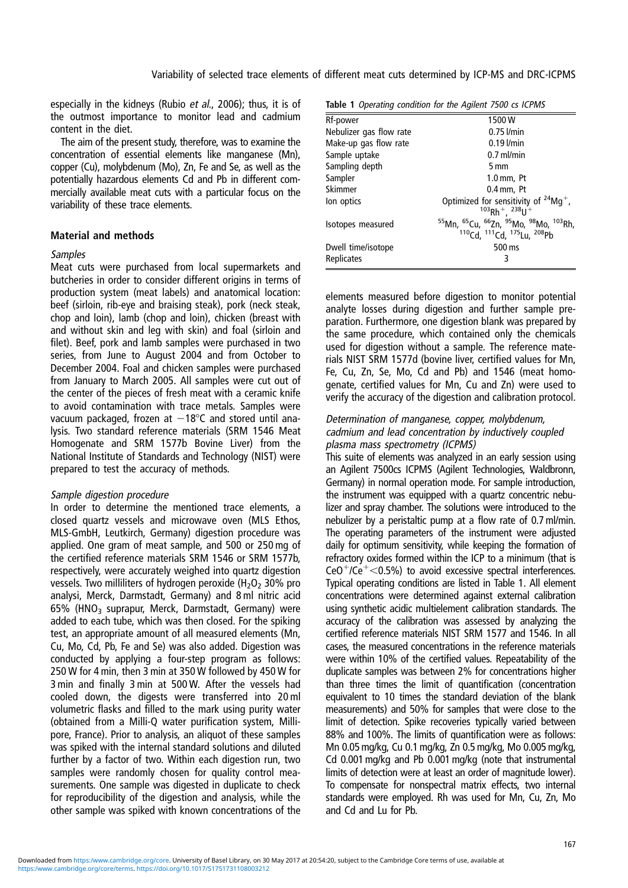especially in the kidneys (Rubio *et al.*, 2006); thus, it is of the outmost importance to monitor lead and cadmium content in the diet.

The aim of the present study, therefore, was to examine the concentration of essential elements like manganese (Mn), copper (Cu), molybdenum (Mo), Zn, Fe and Se, as well as the potentially hazardous elements Cd and Pb in different commercially available meat cuts with a particular focus on the variability of these trace elements.

## Material and methods

### *Samples*

Meat cuts were purchased from local supermarkets and butcheries in order to consider different origins in terms of production system (meat labels) and anatomical location: beef (sirloin, rib-eye and braising steak), pork (neck steak, chop and loin), lamb (chop and loin), chicken (breast with and without skin and leg with skin) and foal (sirloin and filet). Beef, pork and lamb samples were purchased in two series, from June to August 2004 and from October to December 2004. Foal and chicken samples were purchased from January to March 2005. All samples were cut out of the center of the pieces of fresh meat with a ceramic knife to avoid contamination with trace metals. Samples were vacuum packaged, frozen at $-18°C$ and stored until analysis. Two standard reference materials (SRM 1546 Meat Homogenate and SRM 1577b Bovine Liver) from the National Institute of Standards and Technology (NIST) were prepared to test the accuracy of methods.

### *Sample digestion procedure*

In order to determine the mentioned trace elements, a closed quartz vessels and microwave oven (MLS Ethos, MLS-GmbH, Leutkirch, Germany) digestion procedure was applied. One gram of meat sample, and 500 or 250 mg of the certified reference materials SRM 1546 or SRM 1577b, respectively, were accurately weighed into quartz digestion vessels. Two milliliters of hydrogen peroxide ($H_2O_2$ 30% pro analysi, Merck, Darmstadt, Germany) and 8 ml nitric acid 65% ($HNO_3$ suprapur, Merck, Darmstadt, Germany) were added to each tube, which was then closed. For the spiking test, an appropriate amount of all measured elements (Mn, Cu, Mo, Cd, Pb, Fe and Se) was also added. Digestion was conducted by applying a four-step program as follows: 250 W for 4 min, then 3 min at 350 W followed by 450 W for 3 min and finally 3 min at 500 W. After the vessels had cooled down, the digests were transferred into 20 ml volumetric flasks and filled to the mark using purity water (obtained from a Milli-Q water purification system, Millipore, France). Prior to analysis, an aliquot of these samples was spiked with the internal standard solutions and diluted further by a factor of two. Within each digestion run, two samples were randomly chosen for quality control measurements. One sample was digested in duplicate to check for reproducibility of the digestion and analysis, while the other sample was spiked with known concentrations of the elements measured before digestion to monitor potential analyte losses during digestion and further sample preparation. Furthermore, one digestion blank was prepared by the same procedure, which contained only the chemicals used for digestion without a sample. The reference materials NIST SRM 1577d (bovine liver, certified values for Mn, Fe, Cu, Zn, Se, Mo, Cd and Pb) and 1546 (meat homogenate, certified values for Mn, Cu and Zn) were used to verify the accuracy of the digestion and calibration protocol.

**Table 1** *Operating condition for the Agilent 7500 cs ICPMS*

| | |
|---|---|
| Rf-power | 1500 W |
| Nebulizer gas flow rate | 0.75 l/min |
| Make-up gas flow rate | 0.19 l/min |
| Sample uptake | 0.7 ml/min |
| Sampling depth | 5 mm |
| Sampler | 1.0 mm, Pt |
| Skimmer | 0.4 mm, Pt |
| Ion optics | Optimized for sensitivity of $^{24}Mg^+$, $^{103}Rh^+$, $^{238}U^+$ |
| Isotopes measured | $^{55}Mn$, $^{65}Cu$, $^{66}Zn$, $^{95}Mo$, $^{98}Mo$, $^{103}Rh$, $^{110}Cd$, $^{111}Cd$, $^{175}Lu$, $^{208}Pb$ |
| Dwell time/isotope | 500 ms |
| Replicates | 3 |

### *Determination of manganese, copper, molybdenum, cadmium and lead concentration by inductively coupled plasma mass spectrometry (ICPMS)*

This suite of elements was analyzed in an early session using an Agilent 7500cs ICPMS (Agilent Technologies, Waldbronn, Germany) in normal operation mode. For sample introduction, the instrument was equipped with a quartz concentric nebulizer and spray chamber. The solutions were introduced to the nebulizer by a peristaltic pump at a flow rate of 0.7 ml/min. The operating parameters of the instrument were adjusted daily for optimum sensitivity, while keeping the formation of refractory oxides formed within the ICP to a minimum (that is $CeO^+/Ce^+ < 0.5\%$) to avoid excessive spectral interferences. Typical operating conditions are listed in Table 1. All element concentrations were determined against external calibration using synthetic acidic multielement calibration standards. The accuracy of the calibration was assessed by analyzing the certified reference materials NIST SRM 1577 and 1546. In all cases, the measured concentrations in the reference materials were within 10% of the certified values. Repeatability of the duplicate samples was between 2% for concentrations higher than three times the limit of quantification (concentration equivalent to 10 times the standard deviation of the blank measurements) and 50% for samples that were close to the limit of detection. Spike recoveries typically varied between 88% and 100%. The limits of quantification were as follows: Mn 0.05 mg/kg, Cu 0.1 mg/kg, Zn 0.5 mg/kg, Mo 0.005 mg/kg, Cd 0.001 mg/kg and Pb 0.001 mg/kg (note that instrumental limits of detection were at least an order of magnitude lower). To compensate for nonspectral matrix effects, two internal standards were employed. Rh was used for Mn, Cu, Zn, Mo and Cd and Lu for Pb.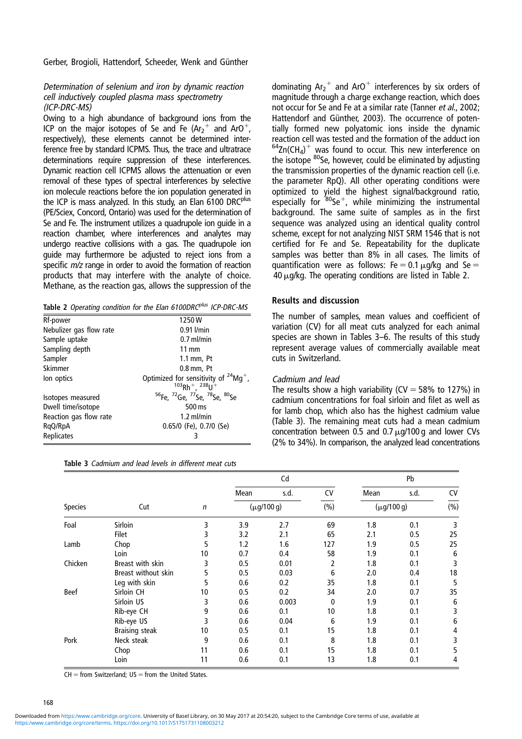### *Determination of selenium and iron by dynamic reaction cell inductively coupled plasma mass spectrometry (ICP-DRC-MS)*

Owing to a high abundance of background ions from the ICP on the major isotopes of Se and Fe ($Ar_2^+$ and $ArO^+$, respectively), these elements cannot be determined interference free by standard ICPMS. Thus, the trace and ultratrace determinations require suppression of these interferences. Dynamic reaction cell ICPMS allows the attenuation or even removal of these types of spectral interferences by selective ion molecule reactions before the ion population generated in the ICP is mass analyzed. In this study, an Elan 6100 DRC$^{plus}$ (PE/Sciex, Concord, Ontario) was used for the determination of Se and Fe. The instrument utilizes a quadrupole ion guide in a reaction chamber, where interferences and analytes may undergo reactive collisions with a gas. The quadrupole ion guide may furthermore be adjusted to reject ions from a specific *m/z* range in order to avoid the formation of reaction products that may interfere with the analyte of choice. Methane, as the reaction gas, allows the suppression of the dominating $Ar_2^+$ and $ArO^+$ interferences by six orders of magnitude through a charge exchange reaction, which does not occur for Se and Fe at a similar rate (Tanner *et al.*, 2002; Hattendorf and Günther, 2003). The occurrence of potentially formed new polyatomic ions inside the dynamic reaction cell was tested and the formation of the adduct ion $^{64}Zn(CH_4)^+$ was found to occur. This new interference on the isotope $^{80}Se$, however, could be eliminated by adjusting the transmission properties of the dynamic reaction cell (i.e. the parameter RpQ). All other operating conditions were optimized to yield the highest signal/background ratio, especially for $^{80}Se^+$, while minimizing the instrumental background. The same suite of samples as in the first sequence was analyzed using an identical quality control scheme, except for not analyzing NIST SRM 1546 that is not certified for Fe and Se. Repeatability for the duplicate samples was better than 8% in all cases. The limits of quantification were as follows: Fe = 0.1 μg/kg and Se = 40 μg/kg. The operating conditions are listed in Table 2.

**Table 2** *Operating condition for the Elan 6100DRC$^{plus}$ ICP-DRC-MS*

| | |
|---|---|
| Rf-power | 1250 W |
| Nebulizer gas flow rate | 0.91 l/min |
| Sample uptake | 0.7 ml/min |
| Sampling depth | 11 mm |
| Sampler | 1.1 mm, Pt |
| Skimmer | 0.8 mm, Pt |
| Ion optics | Optimized for sensitivity of $^{24}Mg^+$, $^{103}Rh^+$, $^{238}U^+$ |
| Isotopes measured | $^{56}Fe$, $^{72}Ge$, $^{77}Se$, $^{78}Se$, $^{80}Se$ |
| Dwell time/isotope | 500 ms |
| Reaction gas flow rate | 1.2 ml/min |
| RqQ/RpA | 0.65/0 (Fe), 0.7/0 (Se) |
| Replicates | 3 |

## Results and discussion

The number of samples, mean values and coefficient of variation (CV) for all meat cuts analyzed for each animal species are shown in Tables 3–6. The results of this study represent average values of commercially available meat cuts in Switzerland.

### *Cadmium and lead*

The results show a high variability (CV = 58% to 127%) in cadmium concentrations for foal sirloin and filet as well as for lamb chop, which also has the highest cadmium value (Table 3). The remaining meat cuts had a mean cadmium concentration between 0.5 and 0.7 μg/100 g and lower CVs (2% to 34%). In comparison, the analyzed lead concentrations

**Table 3** *Cadmium and lead levels in different meat cuts*

| | | | Cd | | | Pb | | |
|---|---|---|---|---|---|---|---|---|
| | | | Mean | s.d. | CV | Mean | s.d. | CV |
| Species | Cut | *n* | (μg/100 g) | | (%) | (μg/100 g) | | (%) |
| Foal | Sirloin | 3 | 3.9 | 2.7 | 69 | 1.8 | 0.1 | 3 |
| | Filet | 3 | 3.2 | 2.1 | 65 | 2.1 | 0.5 | 25 |
| Lamb | Chop | 5 | 1.2 | 1.6 | 127 | 1.9 | 0.5 | 25 |
| | Loin | 10 | 0.7 | 0.4 | 58 | 1.9 | 0.1 | 6 |
| Chicken | Breast with skin | 3 | 0.5 | 0.01 | 2 | 1.8 | 0.1 | 3 |
| | Breast without skin | 5 | 0.5 | 0.03 | 6 | 2.0 | 0.4 | 18 |
| | Leg with skin | 5 | 0.6 | 0.2 | 35 | 1.8 | 0.1 | 5 |
| Beef | Sirloin CH | 10 | 0.5 | 0.2 | 34 | 2.0 | 0.7 | 35 |
| | Sirloin US | 3 | 0.6 | 0.003 | 0 | 1.9 | 0.1 | 6 |
| | Rib-eye CH | 9 | 0.6 | 0.1 | 10 | 1.8 | 0.1 | 3 |
| | Rib-eye US | 3 | 0.6 | 0.04 | 6 | 1.9 | 0.1 | 6 |
| | Braising steak | 10 | 0.5 | 0.1 | 15 | 1.8 | 0.1 | 4 |
| Pork | Neck steak | 9 | 0.6 | 0.1 | 8 | 1.8 | 0.1 | 3 |
| | Chop | 11 | 0.6 | 0.1 | 15 | 1.8 | 0.1 | 5 |
| | Loin | 11 | 0.6 | 0.1 | 13 | 1.8 | 0.1 | 4 |

CH = from Switzerland; US = from the United States.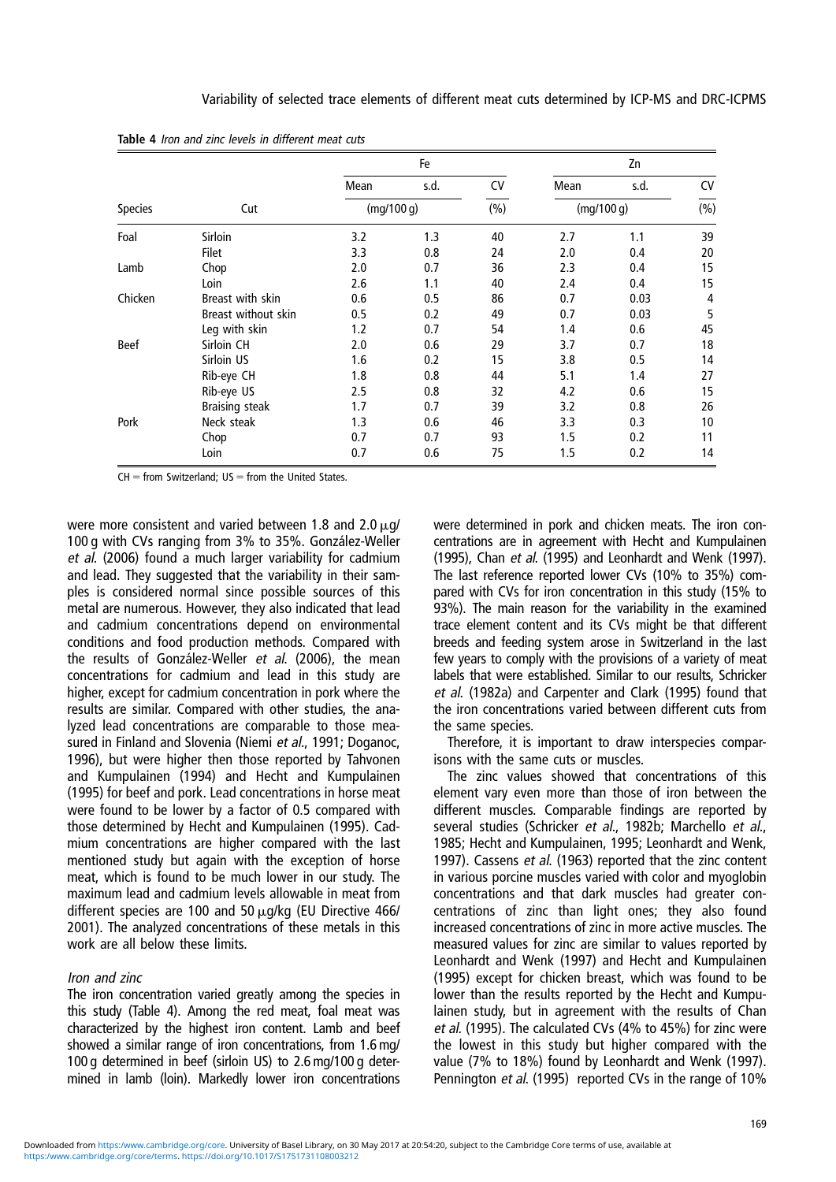**Table 4** *Iron and zinc levels in different meat cuts*

| Species | Cut | Fe Mean (mg/100 g) | Fe s.d. (mg/100 g) | Fe CV (%) | Zn Mean (mg/100 g) | Zn s.d. (mg/100 g) | Zn CV (%) |
|---|---|---|---|---|---|---|---|
| Foal | Sirloin | 3.2 | 1.3 | 40 | 2.7 | 1.1 | 39 |
| | Filet | 3.3 | 0.8 | 24 | 2.0 | 0.4 | 20 |
| Lamb | Chop | 2.0 | 0.7 | 36 | 2.3 | 0.4 | 15 |
| | Loin | 2.6 | 1.1 | 40 | 2.4 | 0.4 | 15 |
| Chicken | Breast with skin | 0.6 | 0.5 | 86 | 0.7 | 0.03 | 4 |
| | Breast without skin | 0.5 | 0.2 | 49 | 0.7 | 0.03 | 5 |
| | Leg with skin | 1.2 | 0.7 | 54 | 1.4 | 0.6 | 45 |
| Beef | Sirloin CH | 2.0 | 0.6 | 29 | 3.7 | 0.7 | 18 |
| | Sirloin US | 1.6 | 0.2 | 15 | 3.8 | 0.5 | 14 |
| | Rib-eye CH | 1.8 | 0.8 | 44 | 5.1 | 1.4 | 27 |
| | Rib-eye US | 2.5 | 0.8 | 32 | 4.2 | 0.6 | 15 |
| | Braising steak | 1.7 | 0.7 | 39 | 3.2 | 0.8 | 26 |
| Pork | Neck steak | 1.3 | 0.6 | 46 | 3.3 | 0.3 | 10 |
| | Chop | 0.7 | 0.7 | 93 | 1.5 | 0.2 | 11 |
| | Loin | 0.7 | 0.6 | 75 | 1.5 | 0.2 | 14 |

CH = from Switzerland; US = from the United States.

were more consistent and varied between 1.8 and 2.0 μg/100 g with CVs ranging from 3% to 35%. González-Weller *et al.* (2006) found a much larger variability for cadmium and lead. They suggested that the variability in their samples is considered normal since possible sources of this metal are numerous. However, they also indicated that lead and cadmium concentrations depend on environmental conditions and food production methods. Compared with the results of González-Weller *et al.* (2006), the mean concentrations for cadmium and lead in this study are higher, except for cadmium concentration in pork where the results are similar. Compared with other studies, the analyzed lead concentrations are comparable to those measured in Finland and Slovenia (Niemi *et al.*, 1991; Doganoc, 1996), but were higher then those reported by Tahvonen and Kumpulainen (1994) and Hecht and Kumpulainen (1995) for beef and pork. Lead concentrations in horse meat were found to be lower by a factor of 0.5 compared with those determined by Hecht and Kumpulainen (1995). Cadmium concentrations are higher compared with the last mentioned study but again with the exception of horse meat, which is found to be much lower in our study. The maximum lead and cadmium levels allowable in meat from different species are 100 and 50 μg/kg (EU Directive 466/2001). The analyzed concentrations of these metals in this work are all below these limits.

*Iron and zinc*

The iron concentration varied greatly among the species in this study (Table 4). Among the red meat, foal meat was characterized by the highest iron content. Lamb and beef showed a similar range of iron concentrations, from 1.6 mg/100 g determined in beef (sirloin US) to 2.6 mg/100 g determined in lamb (loin). Markedly lower iron concentrations were determined in pork and chicken meats. The iron concentrations are in agreement with Hecht and Kumpulainen (1995), Chan *et al.* (1995) and Leonhardt and Wenk (1997). The last reference reported lower CVs (10% to 35%) compared with CVs for iron concentration in this study (15% to 93%). The main reason for the variability in the examined trace element content and its CVs might be that different breeds and feeding system arose in Switzerland in the last few years to comply with the provisions of a variety of meat labels that were established. Similar to our results, Schricker *et al.* (1982a) and Carpenter and Clark (1995) found that the iron concentrations varied between different cuts from the same species.

Therefore, it is important to draw interspecies comparisons with the same cuts or muscles.

The zinc values showed that concentrations of this element vary even more than those of iron between the different muscles. Comparable findings are reported by several studies (Schricker *et al.*, 1982b; Marchello *et al.*, 1985; Hecht and Kumpulainen, 1995; Leonhardt and Wenk, 1997). Cassens *et al.* (1963) reported that the zinc content in various porcine muscles varied with color and myoglobin concentrations and that dark muscles had greater concentrations of zinc than light ones; they also found increased concentrations of zinc in more active muscles. The measured values for zinc are similar to values reported by Leonhardt and Wenk (1997) and Hecht and Kumpulainen (1995) except for chicken breast, which was found to be lower than the results reported by the Hecht and Kumpulainen study, but in agreement with the results of Chan *et al.* (1995). The calculated CVs (4% to 45%) for zinc were the lowest in this study but higher compared with the value (7% to 18%) found by Leonhardt and Wenk (1997). Pennington *et al.* (1995) reported CVs in the range of 10%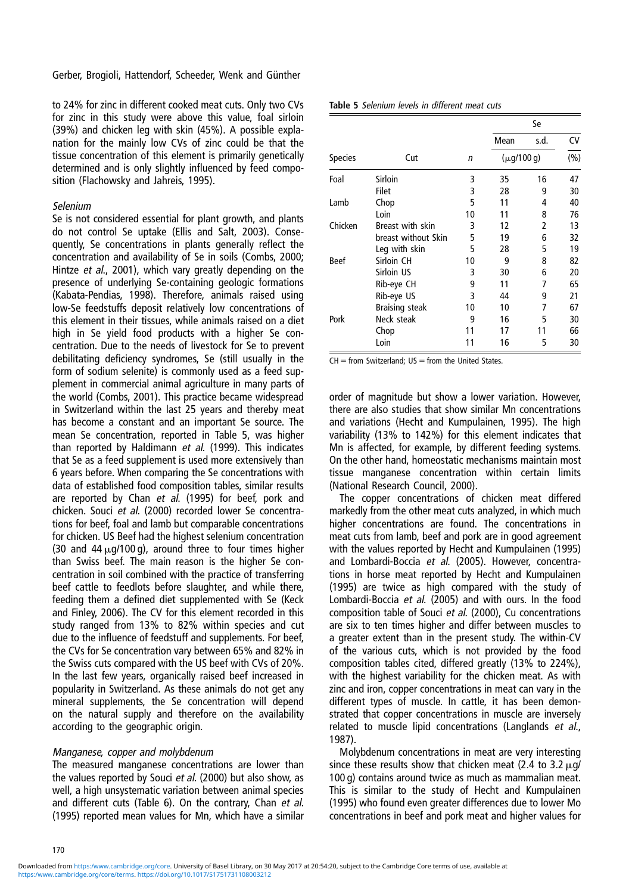to 24% for zinc in different cooked meat cuts. Only two CVs for zinc in this study were above this value, foal sirloin (39%) and chicken leg with skin (45%). A possible explanation for the mainly low CVs of zinc could be that the tissue concentration of this element is primarily genetically determined and is only slightly influenced by feed composition (Flachowsky and Jahreis, 1995).

*Selenium*

Se is not considered essential for plant growth, and plants do not control Se uptake (Ellis and Salt, 2003). Consequently, Se concentrations in plants generally reflect the concentration and availability of Se in soils (Combs, 2000; Hintze *et al.*, 2001), which vary greatly depending on the presence of underlying Se-containing geologic formations (Kabata-Pendias, 1998). Therefore, animals raised using low-Se feedstuffs deposit relatively low concentrations of this element in their tissues, while animals raised on a diet high in Se yield food products with a higher Se concentration. Due to the needs of livestock for Se to prevent debilitating deficiency syndromes, Se (still usually in the form of sodium selenite) is commonly used as a feed supplement in commercial animal agriculture in many parts of the world (Combs, 2001). This practice became widespread in Switzerland within the last 25 years and thereby meat has become a constant and an important Se source. The mean Se concentration, reported in Table 5, was higher than reported by Haldimann *et al.* (1999). This indicates that Se as a feed supplement is used more extensively than 6 years before. When comparing the Se concentrations with data of established food composition tables, similar results are reported by Chan *et al.* (1995) for beef, pork and chicken. Souci *et al.* (2000) recorded lower Se concentrations for beef, foal and lamb but comparable concentrations for chicken. US Beef had the highest selenium concentration (30 and 44 μg/100 g), around three to four times higher than Swiss beef. The main reason is the higher Se concentration in soil combined with the practice of transferring beef cattle to feedlots before slaughter, and while there, feeding them a defined diet supplemented with Se (Keck and Finley, 2006). The CV for this element recorded in this study ranged from 13% to 82% within species and cut due to the influence of feedstuff and supplements. For beef, the CVs for Se concentration vary between 65% and 82% in the Swiss cuts compared with the US beef with CVs of 20%. In the last few years, organically raised beef increased in popularity in Switzerland. As these animals do not get any mineral supplements, the Se concentration will depend on the natural supply and therefore on the availability according to the geographic origin.

**Table 5** *Selenium levels in different meat cuts*

| Species | Cut | *n* | Se Mean (μg/100 g) | Se s.d. (μg/100 g) | Se CV (%) |
|---|---|---|---|---|---|
| Foal | Sirloin | 3 | 35 | 16 | 47 |
| | Filet | 3 | 28 | 9 | 30 |
| Lamb | Chop | 5 | 11 | 4 | 40 |
| | Loin | 10 | 11 | 8 | 76 |
| Chicken | Breast with skin | 3 | 12 | 2 | 13 |
| | breast without Skin | 5 | 19 | 6 | 32 |
| | Leg with skin | 5 | 28 | 5 | 19 |
| Beef | Sirloin CH | 10 | 9 | 8 | 82 |
| | Sirloin US | 3 | 30 | 6 | 20 |
| | Rib-eye CH | 9 | 11 | 7 | 65 |
| | Rib-eye US | 3 | 44 | 9 | 21 |
| | Braising steak | 10 | 10 | 7 | 67 |
| Pork | Neck steak | 9 | 16 | 5 | 30 |
| | Chop | 11 | 17 | 11 | 66 |
| | Loin | 11 | 16 | 5 | 30 |

CH = from Switzerland; US = from the United States.

*Manganese, copper and molybdenum*

The measured manganese concentrations are lower than the values reported by Souci *et al.* (2000) but also show, as well, a high unsystematic variation between animal species and different cuts (Table 6). On the contrary, Chan *et al.* (1995) reported mean values for Mn, which have a similar order of magnitude but show a lower variation. However, there are also studies that show similar Mn concentrations and variations (Hecht and Kumpulainen, 1995). The high variability (13% to 142%) for this element indicates that Mn is affected, for example, by different feeding systems. On the other hand, homeostatic mechanisms maintain most tissue manganese concentration within certain limits (National Research Council, 2000).

The copper concentrations of chicken meat differed markedly from the other meat cuts analyzed, in which much higher concentrations are found. The concentrations in meat cuts from lamb, beef and pork are in good agreement with the values reported by Hecht and Kumpulainen (1995) and Lombardi-Boccia *et al.* (2005). However, concentrations in horse meat reported by Hecht and Kumpulainen (1995) are twice as high compared with the study of Lombardi-Boccia *et al.* (2005) and with ours. In the food composition table of Souci *et al.* (2000), Cu concentrations are six to ten times higher and differ between muscles to a greater extent than in the present study. The within-CV of the various cuts, which is not provided by the food composition tables cited, differed greatly (13% to 224%), with the highest variability for the chicken meat. As with zinc and iron, copper concentrations in meat can vary in the different types of muscle. In cattle, it has been demonstrated that copper concentrations in muscle are inversely related to muscle lipid concentrations (Langlands *et al.*, 1987).

Molybdenum concentrations in meat are very interesting since these results show that chicken meat (2.4 to 3.2 μg/100 g) contains around twice as much as mammalian meat. This is similar to the study of Hecht and Kumpulainen (1995) who found even greater differences due to lower Mo concentrations in beef and pork meat and higher values for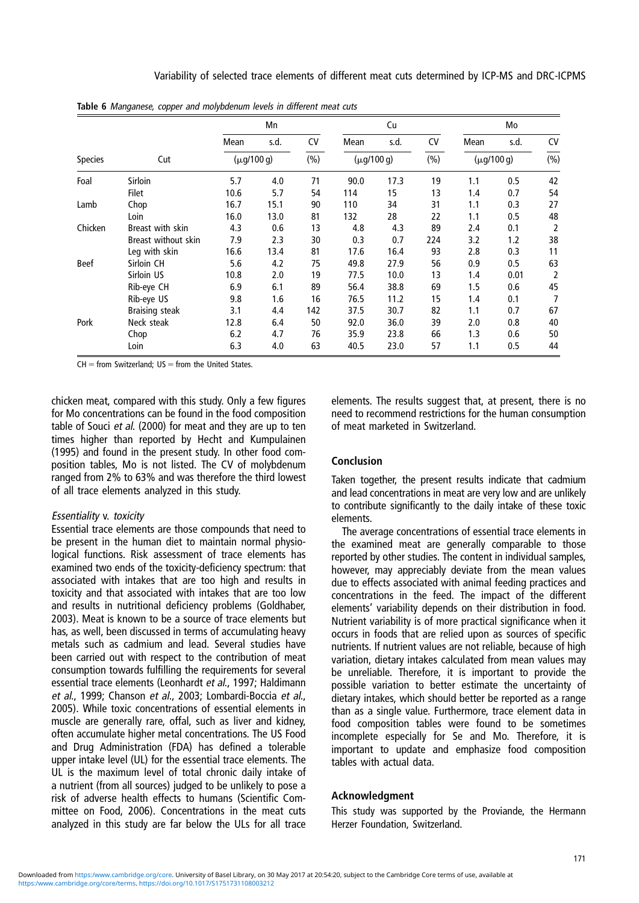**Table 6** *Manganese, copper and molybdenum levels in different meat cuts*

| Species | Cut | Mn | | | Cu | | | Mo | | |
|---|---|---|---|---|---|---|---|---|---|---|
| | | Mean | s.d. | CV | Mean | s.d. | CV | Mean | s.d. | CV |
| | | (μg/100 g) | | (%) | (μg/100 g) | | (%) | (μg/100 g) | | (%) |
| Foal | Sirloin | 5.7 | 4.0 | 71 | 90.0 | 17.3 | 19 | 1.1 | 0.5 | 42 |
| | Filet | 10.6 | 5.7 | 54 | 114 | 15 | 13 | 1.4 | 0.7 | 54 |
| Lamb | Chop | 16.7 | 15.1 | 90 | 110 | 34 | 31 | 1.1 | 0.3 | 27 |
| | Loin | 16.0 | 13.0 | 81 | 132 | 28 | 22 | 1.1 | 0.5 | 48 |
| Chicken | Breast with skin | 4.3 | 0.6 | 13 | 4.8 | 4.3 | 89 | 2.4 | 0.1 | 2 |
| | Breast without skin | 7.9 | 2.3 | 30 | 0.3 | 0.7 | 224 | 3.2 | 1.2 | 38 |
| | Leg with skin | 16.6 | 13.4 | 81 | 17.6 | 16.4 | 93 | 2.8 | 0.3 | 11 |
| Beef | Sirloin CH | 5.6 | 4.2 | 75 | 49.8 | 27.9 | 56 | 0.9 | 0.5 | 63 |
| | Sirloin US | 10.8 | 2.0 | 19 | 77.5 | 10.0 | 13 | 1.4 | 0.01 | 2 |
| | Rib-eye CH | 6.9 | 6.1 | 89 | 56.4 | 38.8 | 69 | 1.5 | 0.6 | 45 |
| | Rib-eye US | 9.8 | 1.6 | 16 | 76.5 | 11.2 | 15 | 1.4 | 0.1 | 7 |
| | Braising steak | 3.1 | 4.4 | 142 | 37.5 | 30.7 | 82 | 1.1 | 0.7 | 67 |
| Pork | Neck steak | 12.8 | 6.4 | 50 | 92.0 | 36.0 | 39 | 2.0 | 0.8 | 40 |
| | Chop | 6.2 | 4.7 | 76 | 35.9 | 23.8 | 66 | 1.3 | 0.6 | 50 |
| | Loin | 6.3 | 4.0 | 63 | 40.5 | 23.0 | 57 | 1.1 | 0.5 | 44 |

CH = from Switzerland; US = from the United States.

chicken meat, compared with this study. Only a few figures for Mo concentrations can be found in the food composition table of Souci *et al.* (2000) for meat and they are up to ten times higher than reported by Hecht and Kumpulainen (1995) and found in the present study. In other food composition tables, Mo is not listed. The CV of molybdenum ranged from 2% to 63% and was therefore the third lowest of all trace elements analyzed in this study.

### *Essentiality* v. *toxicity*

Essential trace elements are those compounds that need to be present in the human diet to maintain normal physiological functions. Risk assessment of trace elements has examined two ends of the toxicity-deficiency spectrum: that associated with intakes that are too high and results in toxicity and that associated with intakes that are too low and results in nutritional deficiency problems (Goldhaber, 2003). Meat is known to be a source of trace elements but has, as well, been discussed in terms of accumulating heavy metals such as cadmium and lead. Several studies have been carried out with respect to the contribution of meat consumption towards fulfilling the requirements for several essential trace elements (Leonhardt *et al.*, 1997; Haldimann *et al.*, 1999; Chanson *et al.*, 2003; Lombardi-Boccia *et al.*, 2005). While toxic concentrations of essential elements in muscle are generally rare, offal, such as liver and kidney, often accumulate higher metal concentrations. The US Food and Drug Administration (FDA) has defined a tolerable upper intake level (UL) for the essential trace elements. The UL is the maximum level of total chronic daily intake of a nutrient (from all sources) judged to be unlikely to pose a risk of adverse health effects to humans (Scientific Committee on Food, 2006). Concentrations in the meat cuts analyzed in this study are far below the ULs for all trace elements. The results suggest that, at present, there is no need to recommend restrictions for the human consumption of meat marketed in Switzerland.

## Conclusion

Taken together, the present results indicate that cadmium and lead concentrations in meat are very low and are unlikely to contribute significantly to the daily intake of these toxic elements.

The average concentrations of essential trace elements in the examined meat are generally comparable to those reported by other studies. The content in individual samples, however, may appreciably deviate from the mean values due to effects associated with animal feeding practices and concentrations in the feed. The impact of the different elements' variability depends on their distribution in food. Nutrient variability is of more practical significance when it occurs in foods that are relied upon as sources of specific nutrients. If nutrient values are not reliable, because of high variation, dietary intakes calculated from mean values may be unreliable. Therefore, it is important to provide the possible variation to better estimate the uncertainty of dietary intakes, which should better be reported as a range than as a single value. Furthermore, trace element data in food composition tables were found to be sometimes incomplete especially for Se and Mo. Therefore, it is important to update and emphasize food composition tables with actual data.

## Acknowledgment

This study was supported by the Proviande, the Hermann Herzer Foundation, Switzerland.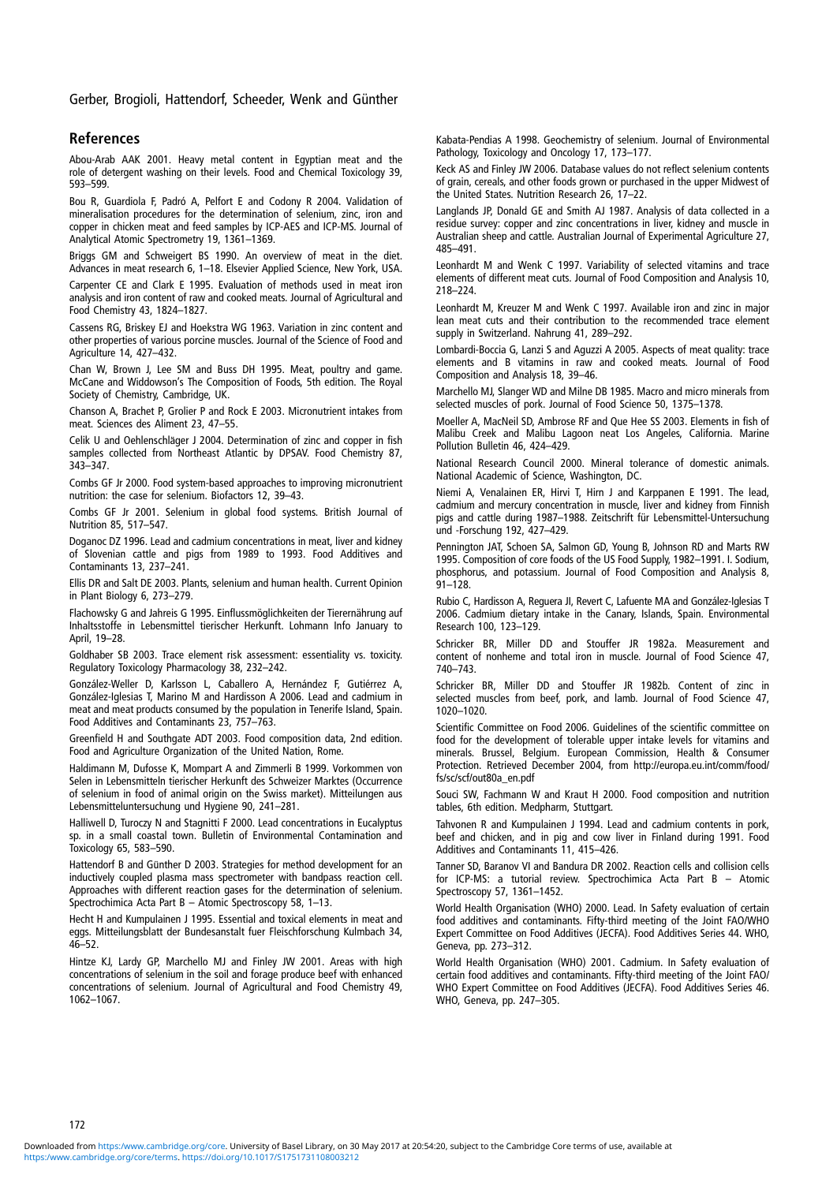## References

Abou-Arab AAK 2001. Heavy metal content in Egyptian meat and the role of detergent washing on their levels. Food and Chemical Toxicology 39, 593–599.

Bou R, Guardiola F, Padró A, Pelfort E and Codony R 2004. Validation of mineralisation procedures for the determination of selenium, zinc, iron and copper in chicken meat and feed samples by ICP-AES and ICP-MS. Journal of Analytical Atomic Spectrometry 19, 1361–1369.

Briggs GM and Schweigert BS 1990. An overview of meat in the diet. Advances in meat research 6, 1–18. Elsevier Applied Science, New York, USA.

Carpenter CE and Clark E 1995. Evaluation of methods used in meat iron analysis and iron content of raw and cooked meats. Journal of Agricultural and Food Chemistry 43, 1824–1827.

Cassens RG, Briskey EJ and Hoekstra WG 1963. Variation in zinc content and other properties of various porcine muscles. Journal of the Science of Food and Agriculture 14, 427–432.

Chan W, Brown J, Lee SM and Buss DH 1995. Meat, poultry and game. McCane and Widdowson's The Composition of Foods, 5th edition. The Royal Society of Chemistry, Cambridge, UK.

Chanson A, Brachet P, Grolier P and Rock E 2003. Micronutrient intakes from meat. Sciences des Aliment 23, 47–55.

Celik U and Oehlenschläger J 2004. Determination of zinc and copper in fish samples collected from Northeast Atlantic by DPSAV. Food Chemistry 87, 343–347.

Combs GF Jr 2000. Food system-based approaches to improving micronutrient nutrition: the case for selenium. Biofactors 12, 39–43.

Combs GF Jr 2001. Selenium in global food systems. British Journal of Nutrition 85, 517–547.

Doganoc DZ 1996. Lead and cadmium concentrations in meat, liver and kidney of Slovenian cattle and pigs from 1989 to 1993. Food Additives and Contaminants 13, 237–241.

Ellis DR and Salt DE 2003. Plants, selenium and human health. Current Opinion in Plant Biology 6, 273–279.

Flachowsky G and Jahreis G 1995. Einflussmöglichkeiten der Tierernährung auf Inhaltsstoffe in Lebensmittel tierischer Herkunft. Lohmann Info January to April, 19–28.

Goldhaber SB 2003. Trace element risk assessment: essentiality vs. toxicity. Regulatory Toxicology Pharmacology 38, 232–242.

González-Weller D, Karlsson L, Caballero A, Hernández F, Gutiérrez A, González-Iglesias T, Marino M and Hardisson A 2006. Lead and cadmium in meat and meat products consumed by the population in Tenerife Island, Spain. Food Additives and Contaminants 23, 757–763.

Greenfield H and Southgate ADT 2003. Food composition data, 2nd edition. Food and Agriculture Organization of the United Nation, Rome.

Haldimann M, Dufosse K, Mompart A and Zimmerli B 1999. Vorkommen von Selen in Lebensmitteln tierischer Herkunft des Schweizer Marktes (Occurrence of selenium in food of animal origin on the Swiss market). Mitteilungen aus Lebensmitteluntersuchung und Hygiene 90, 241–281.

Halliwell D, Turoczy N and Stagnitti F 2000. Lead concentrations in Eucalyptus sp. in a small coastal town. Bulletin of Environmental Contamination and Toxicology 65, 583–590.

Hattendorf B and Günther D 2003. Strategies for method development for an inductively coupled plasma mass spectrometer with bandpass reaction cell. Approaches with different reaction gases for the determination of selenium. Spectrochimica Acta Part B – Atomic Spectroscopy 58, 1–13.

Hecht H and Kumpulainen J 1995. Essential and toxical elements in meat and eggs. Mitteilungsblatt der Bundesanstalt fuer Fleischforschung Kulmbach 34, 46–52.

Hintze KJ, Lardy GP, Marchello MJ and Finley JW 2001. Areas with high concentrations of selenium in the soil and forage produce beef with enhanced concentrations of selenium. Journal of Agricultural and Food Chemistry 49, 1062–1067.

Kabata-Pendias A 1998. Geochemistry of selenium. Journal of Environmental Pathology, Toxicology and Oncology 17, 173–177.

Keck AS and Finley JW 2006. Database values do not reflect selenium contents of grain, cereals, and other foods grown or purchased in the upper Midwest of the United States. Nutrition Research 26, 17–22.

Langlands JP, Donald GE and Smith AJ 1987. Analysis of data collected in a residue survey: copper and zinc concentrations in liver, kidney and muscle in Australian sheep and cattle. Australian Journal of Experimental Agriculture 27, 485–491.

Leonhardt M and Wenk C 1997. Variability of selected vitamins and trace elements of different meat cuts. Journal of Food Composition and Analysis 10, 218–224.

Leonhardt M, Kreuzer M and Wenk C 1997. Available iron and zinc in major lean meat cuts and their contribution to the recommended trace element supply in Switzerland. Nahrung 41, 289–292.

Lombardi-Boccia G, Lanzi S and Aguzzi A 2005. Aspects of meat quality: trace elements and B vitamins in raw and cooked meats. Journal of Food Composition and Analysis 18, 39–46.

Marchello MJ, Slanger WD and Milne DB 1985. Macro and micro minerals from selected muscles of pork. Journal of Food Science 50, 1375–1378.

Moeller A, MacNeil SD, Ambrose RF and Que Hee SS 2003. Elements in fish of Malibu Creek and Malibu Lagoon neat Los Angeles, California. Marine Pollution Bulletin 46, 424–429.

National Research Council 2000. Mineral tolerance of domestic animals. National Academic of Science, Washington, DC.

Niemi A, Venalainen ER, Hirvi T, Hirn J and Karppanen E 1991. The lead, cadmium and mercury concentration in muscle, liver and kidney from Finnish pigs and cattle during 1987–1988. Zeitschrift für Lebensmittel-Untersuchung und -Forschung 192, 427–429.

Pennington JAT, Schoen SA, Salmon GD, Young B, Johnson RD and Marts RW 1995. Composition of core foods of the US Food Supply, 1982–1991. I. Sodium, phosphorus, and potassium. Journal of Food Composition and Analysis 8, 91–128.

Rubio C, Hardisson A, Reguera JI, Revert C, Lafuente MA and González-Iglesias T 2006. Cadmium dietary intake in the Canary, Islands, Spain. Environmental Research 100, 123–129.

Schricker BR, Miller DD and Stouffer JR 1982a. Measurement and content of nonheme and total iron in muscle. Journal of Food Science 47, 740–743.

Schricker BR, Miller DD and Stouffer JR 1982b. Content of zinc in selected muscles from beef, pork, and lamb. Journal of Food Science 47, 1020–1020.

Scientific Committee on Food 2006. Guidelines of the scientific committee on food for the development of tolerable upper intake levels for vitamins and minerals. Brussel, Belgium. European Commission, Health & Consumer Protection. Retrieved December 2004, from http://europa.eu.int/comm/food/fs/sc/scf/out80a_en.pdf

Souci SW, Fachmann W and Kraut H 2000. Food composition and nutrition tables, 6th edition. Medpharm, Stuttgart.

Tahvonen R and Kumpulainen J 1994. Lead and cadmium contents in pork, beef and chicken, and in pig and cow liver in Finland during 1991. Food Additives and Contaminants 11, 415–426.

Tanner SD, Baranov VI and Bandura DR 2002. Reaction cells and collision cells for ICP-MS: a tutorial review. Spectrochimica Acta Part B – Atomic Spectroscopy 57, 1361–1452.

World Health Organisation (WHO) 2000. Lead. In Safety evaluation of certain food additives and contaminants. Fifty-third meeting of the Joint FAO/WHO Expert Committee on Food Additives (JECFA). Food Additives Series 44. WHO, Geneva, pp. 273–312.

World Health Organisation (WHO) 2001. Cadmium. In Safety evaluation of certain food additives and contaminants. Fifty-third meeting of the Joint FAO/WHO Expert Committee on Food Additives (JECFA). Food Additives Series 46. WHO, Geneva, pp. 247–305.